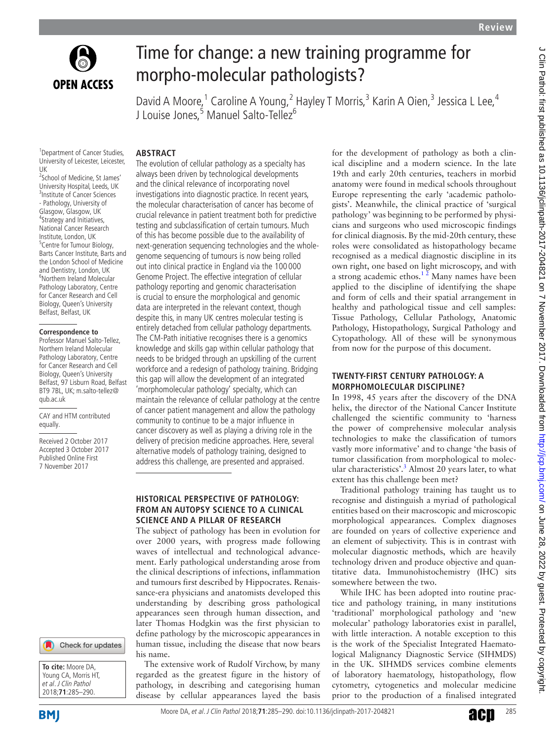# Time for change: a new training programme for morpho-molecular pathologists?

David A Moore,[1] Caroline A Young,[2] Hayley T Morris,[3] Karin A Oien,[3] Jessica L Lee,[4] J Louise Jones,[5] Manuel Salto-Tellez[6]

[1]Department of Cancer Studies, University of Leicester, Leicester, UK
[2]School of Medicine, St James' University Hospital, Leeds, UK
[3]Institute of Cancer Sciences - Pathology, University of Glasgow, Glasgow, UK
[4]Strategy and Initiatives, National Cancer Research Institute, London, UK
[5]Centre for Tumour Biology, Barts Cancer Institute, Barts and the London School of Medicine and Dentistry, London, UK
[6]Northern Ireland Molecular Pathology Laboratory, Centre for Cancer Research and Cell Biology, Queen's University Belfast, Belfast, UK

**Correspondence to**
Professor Manuel Salto-Tellez, Northern Ireland Molecular Pathology Laboratory, Centre for Cancer Research and Cell Biology, Queen's University Belfast, 97 Lisburn Road, Belfast BT9 7BL, UK; m.salto-tellez@qub.ac.uk

CAY and HTM contributed equally.

Received 2 October 2017
Accepted 3 October 2017
Published Online First 7 November 2017

**To cite:** Moore DA, Young CA, Morris HT, *et al*. *J Clin Pathol* 2018;**71**:285–290.

## ABSTRACT

The evolution of cellular pathology as a specialty has always been driven by technological developments and the clinical relevance of incorporating novel investigations into diagnostic practice. In recent years, the molecular characterisation of cancer has become of crucial relevance in patient treatment both for predictive testing and subclassification of certain tumours. Much of this has become possible due to the availability of next-generation sequencing technologies and the whole-genome sequencing of tumours is now being rolled out into clinical practice in England via the 100 000 Genome Project. The effective integration of cellular pathology reporting and genomic characterisation is crucial to ensure the morphological and genomic data are interpreted in the relevant context, though despite this, in many UK centres molecular testing is entirely detached from cellular pathology departments. The CM-Path initiative recognises there is a genomics knowledge and skills gap within cellular pathology that needs to be bridged through an upskilling of the current workforce and a redesign of pathology training. Bridging this gap will allow the development of an integrated 'morphomolecular pathology' specialty, which can maintain the relevance of cellular pathology at the centre of cancer patient management and allow the pathology community to continue to be a major influence in cancer discovery as well as playing a driving role in the delivery of precision medicine approaches. Here, several alternative models of pathology training, designed to address this challenge, are presented and appraised.

## HISTORICAL PERSPECTIVE OF PATHOLOGY: FROM AN AUTOPSY SCIENCE TO A CLINICAL SCIENCE AND A PILLAR OF RESEARCH

The subject of pathology has been in evolution for over 2000 years, with progress made following waves of intellectual and technological advancement. Early pathological understanding arose from the clinical descriptions of infections, inflammation and tumours first described by Hippocrates. Renaissance-era physicians and anatomists developed this understanding by describing gross pathological appearances seen through human dissection, and later Thomas Hodgkin was the first physician to define pathology by the microscopic appearances in human tissue, including the disease that now bears his name.

The extensive work of Rudolf Virchow, by many regarded as the greatest figure in the history of pathology, in describing and categorising human disease by cellular appearances layed the basis for the development of pathology as both a clinical discipline and a modern science. In the late 19th and early 20th centuries, teachers in morbid anatomy were found in medical schools throughout Europe representing the early 'academic pathologists'. Meanwhile, the clinical practice of 'surgical pathology' was beginning to be performed by physicians and surgeons who used microscopic findings for clinical diagnosis. By the mid-20th century, these roles were consolidated as histopathology became recognised as a medical diagnostic discipline in its own right, one based on light microscopy, and with a strong academic ethos.[1,2] Many names have been applied to the discipline of identifying the shape and form of cells and their spatial arrangement in healthy and pathological tissue and cell samples: Tissue Pathology, Cellular Pathology, Anatomic Pathology, Histopathology, Surgical Pathology and Cytopathology. All of these will be synonymous from now for the purpose of this document.

## TWENTY-FIRST CENTURY PATHOLOGY: A MORPHOMOLECULAR DISCIPLINE?

In 1998, 45 years after the discovery of the DNA helix, the director of the National Cancer Institute challenged the scientific community to 'harness the power of comprehensive molecular analysis technologies to make the classification of tumors vastly more informative' and to change 'the basis of tumor classification from morphological to molecular characteristics'.[3] Almost 20 years later, to what extent has this challenge been met?

Traditional pathology training has taught us to recognise and distinguish a myriad of pathological entities based on their macroscopic and microscopic morphological appearances. Complex diagnoses are founded on years of collective experience and an element of subjectivity. This is in contrast with molecular diagnostic methods, which are heavily technology driven and produce objective and quantitative data. Immunohistochemistry (IHC) sits somewhere between the two.

While IHC has been adopted into routine practice and pathology training, in many institutions 'traditional' morphological pathology and 'new molecular' pathology laboratories exist in parallel, with little interaction. A notable exception to this is the work of the Specialist Integrated Haematological Malignancy Diagnostic Service (SIHMDS) in the UK. SIHMDS services combine elements of laboratory haematology, histopathology, flow cytometry, cytogenetics and molecular medicine prior to the production of a finalised integrated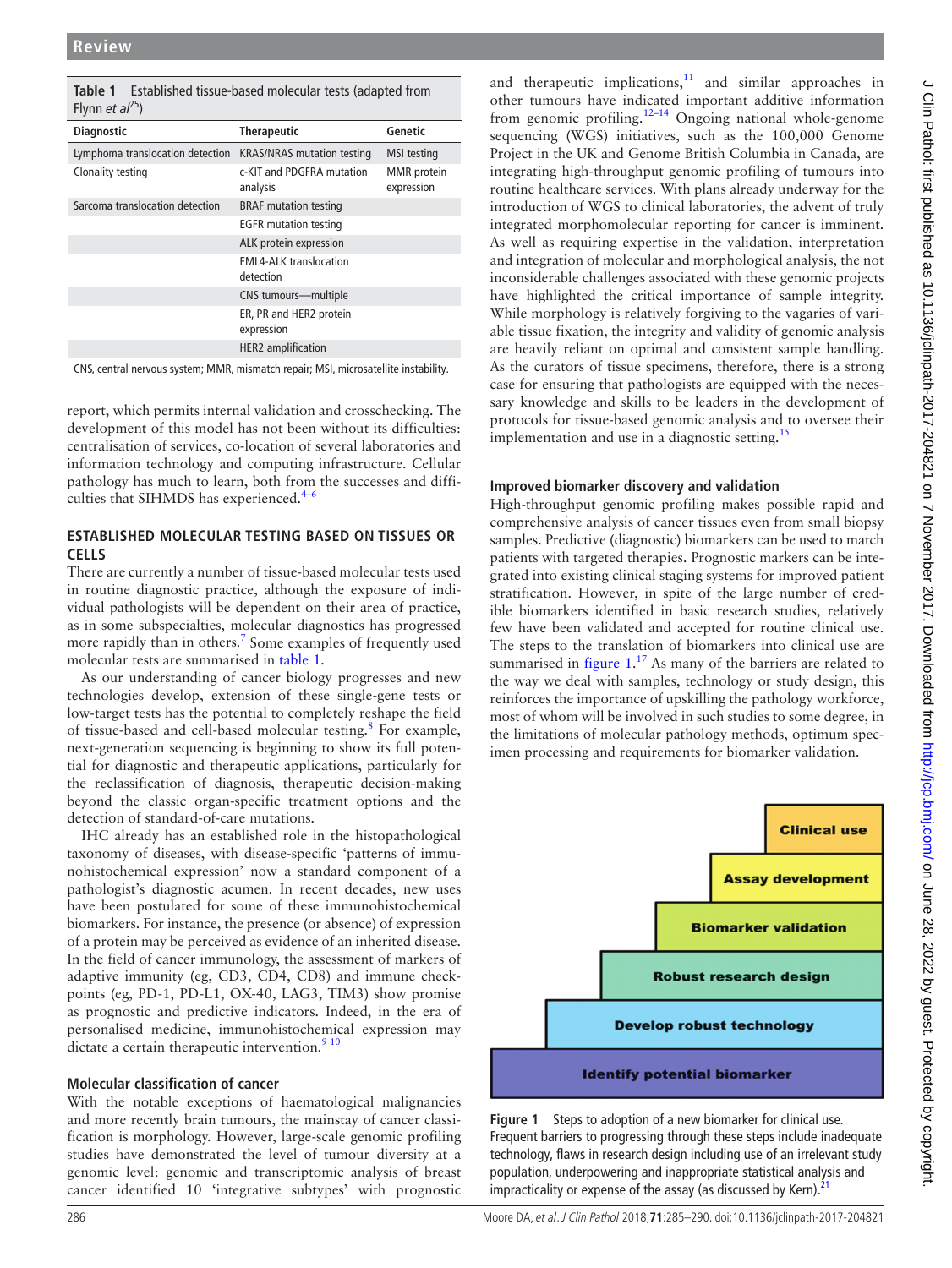**Table 1** Established tissue-based molecular tests (adapted from Flynn *et al*[25])

| Diagnostic | Therapeutic | Genetic |
|---|---|---|
| Lymphoma translocation detection | KRAS/NRAS mutation testing | MSI testing |
| Clonality testing | c-KIT and PDGFRA mutation analysis | MMR protein expression |
| Sarcoma translocation detection | BRAF mutation testing | |
| | EGFR mutation testing | |
| | ALK protein expression | |
| | EML4-ALK translocation detection | |
| | CNS tumours—multiple | |
| | ER, PR and HER2 protein expression | |
| | HER2 amplification | |

CNS, central nervous system; MMR, mismatch repair; MSI, microsatellite instability.

report, which permits internal validation and crosschecking. The development of this model has not been without its difficulties: centralisation of services, co-location of several laboratories and information technology and computing infrastructure. Cellular pathology has much to learn, both from the successes and difficulties that SIHMDS has experienced.[4–6]

## ESTABLISHED MOLECULAR TESTING BASED ON TISSUES OR CELLS

There are currently a number of tissue-based molecular tests used in routine diagnostic practice, although the exposure of individual pathologists will be dependent on their area of practice, as in some subspecialties, molecular diagnostics has progressed more rapidly than in others.[7] Some examples of frequently used molecular tests are summarised in table 1.

As our understanding of cancer biology progresses and new technologies develop, extension of these single-gene tests or low-target tests has the potential to completely reshape the field of tissue-based and cell-based molecular testing.[8] For example, next-generation sequencing is beginning to show its full potential for diagnostic and therapeutic applications, particularly for the reclassification of diagnosis, therapeutic decision-making beyond the classic organ-specific treatment options and the detection of standard-of-care mutations.

IHC already has an established role in the histopathological taxonomy of diseases, with disease-specific 'patterns of immunohistochemical expression' now a standard component of a pathologist's diagnostic acumen. In recent decades, new uses have been postulated for some of these immunohistochemical biomarkers. For instance, the presence (or absence) of expression of a protein may be perceived as evidence of an inherited disease. In the field of cancer immunology, the assessment of markers of adaptive immunity (eg, CD3, CD4, CD8) and immune checkpoints (eg, PD-1, PD-L1, OX-40, LAG3, TIM3) show promise as prognostic and predictive indicators. Indeed, in the era of personalised medicine, immunohistochemical expression may dictate a certain therapeutic intervention.[9 10]

### Molecular classification of cancer

With the notable exceptions of haematological malignancies and more recently brain tumours, the mainstay of cancer classification is morphology. However, large-scale genomic profiling studies have demonstrated the level of tumour diversity at a genomic level: genomic and transcriptomic analysis of breast cancer identified 10 'integrative subtypes' with prognostic and therapeutic implications,[11] and similar approaches in other tumours have indicated important additive information from genomic profiling.[12–14] Ongoing national whole-genome sequencing (WGS) initiatives, such as the 100,000 Genome Project in the UK and Genome British Columbia in Canada, are integrating high-throughput genomic profiling of tumours into routine healthcare services. With plans already underway for the introduction of WGS to clinical laboratories, the advent of truly integrated morphomolecular reporting for cancer is imminent. As well as requiring expertise in the validation, interpretation and integration of molecular and morphological analysis, the not inconsiderable challenges associated with these genomic projects have highlighted the critical importance of sample integrity. While morphology is relatively forgiving to the vagaries of variable tissue fixation, the integrity and validity of genomic analysis are heavily reliant on optimal and consistent sample handling. As the curators of tissue specimens, therefore, there is a strong case for ensuring that pathologists are equipped with the necessary knowledge and skills to be leaders in the development of protocols for tissue-based genomic analysis and to oversee their implementation and use in a diagnostic setting.[15]

### Improved biomarker discovery and validation

High-throughput genomic profiling makes possible rapid and comprehensive analysis of cancer tissues even from small biopsy samples. Predictive (diagnostic) biomarkers can be used to match patients with targeted therapies. Prognostic markers can be integrated into existing clinical staging systems for improved patient stratification. However, in spite of the large number of credible biomarkers identified in basic research studies, relatively few have been validated and accepted for routine clinical use. The steps to the translation of biomarkers into clinical use are summarised in figure 1.[17] As many of the barriers are related to the way we deal with samples, technology or study design, this reinforces the importance of upskilling the pathology workforce, most of whom will be involved in such studies to some degree, in the limitations of molecular pathology methods, optimum specimen processing and requirements for biomarker validation.

Clinical use
Assay development
Biomarker validation
Robust research design
Develop robust technology
Identify potential biomarker

**Figure 1** Steps to adoption of a new biomarker for clinical use. Frequent barriers to progressing through these steps include inadequate technology, flaws in research design including use of an irrelevant study population, underpowering and inappropriate statistical analysis and impracticality or expense of the assay (as discussed by Kern).[21]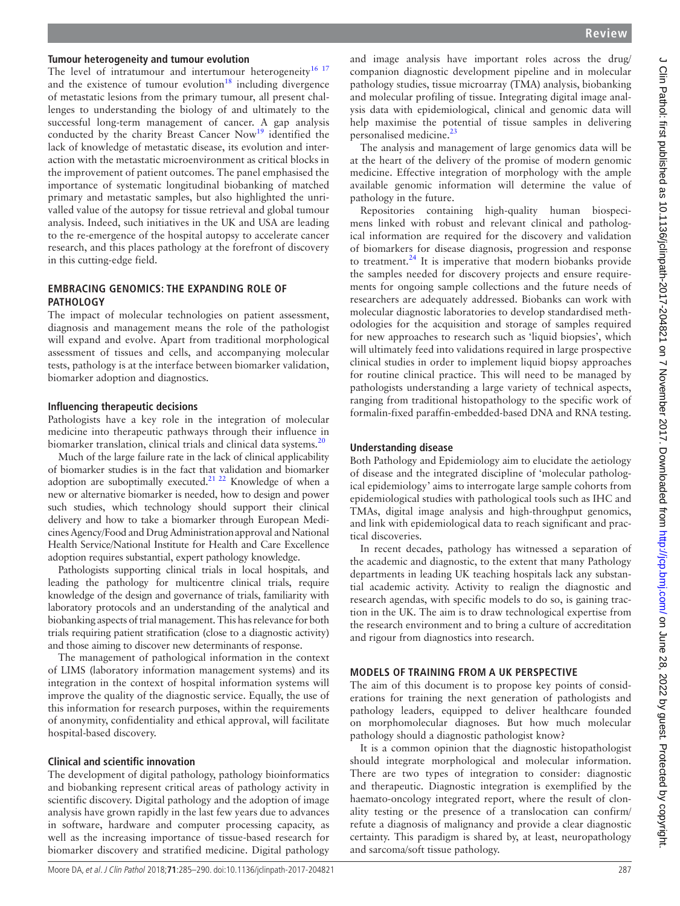### Tumour heterogeneity and tumour evolution

The level of intratumour and intertumour heterogeneity[16 17] and the existence of tumour evolution[18] including divergence of metastatic lesions from the primary tumour, all present challenges to understanding the biology of and ultimately to the successful long-term management of cancer. A gap analysis conducted by the charity Breast Cancer Now[19] identified the lack of knowledge of metastatic disease, its evolution and interaction with the metastatic microenvironment as critical blocks in the improvement of patient outcomes. The panel emphasised the importance of systematic longitudinal biobanking of matched primary and metastatic samples, but also highlighted the unrivalled value of the autopsy for tissue retrieval and global tumour analysis. Indeed, such initiatives in the UK and USA are leading to the re-emergence of the hospital autopsy to accelerate cancer research, and this places pathology at the forefront of discovery in this cutting-edge field.

## EMBRACING GENOMICS: THE EXPANDING ROLE OF PATHOLOGY

The impact of molecular technologies on patient assessment, diagnosis and management means the role of the pathologist will expand and evolve. Apart from traditional morphological assessment of tissues and cells, and accompanying molecular tests, pathology is at the interface between biomarker validation, biomarker adoption and diagnostics.

### Influencing therapeutic decisions

Pathologists have a key role in the integration of molecular medicine into therapeutic pathways through their influence in biomarker translation, clinical trials and clinical data systems.[20]

Much of the large failure rate in the lack of clinical applicability of biomarker studies is in the fact that validation and biomarker adoption are suboptimally executed.[21 22] Knowledge of when a new or alternative biomarker is needed, how to design and power such studies, which technology should support their clinical delivery and how to take a biomarker through European Medicines Agency/Food and Drug Administration approval and National Health Service/National Institute for Health and Care Excellence adoption requires substantial, expert pathology knowledge.

Pathologists supporting clinical trials in local hospitals, and leading the pathology for multicentre clinical trials, require knowledge of the design and governance of trials, familiarity with laboratory protocols and an understanding of the analytical and biobanking aspects of trial management. This has relevance for both trials requiring patient stratification (close to a diagnostic activity) and those aiming to discover new determinants of response.

The management of pathological information in the context of LIMS (laboratory information management systems) and its integration in the context of hospital information systems will improve the quality of the diagnostic service. Equally, the use of this information for research purposes, within the requirements of anonymity, confidentiality and ethical approval, will facilitate hospital-based discovery.

### Clinical and scientific innovation

The development of digital pathology, pathology bioinformatics and biobanking represent critical areas of pathology activity in scientific discovery. Digital pathology and the adoption of image analysis have grown rapidly in the last few years due to advances in software, hardware and computer processing capacity, as well as the increasing importance of tissue-based research for biomarker discovery and stratified medicine. Digital pathology and image analysis have important roles across the drug/companion diagnostic development pipeline and in molecular pathology studies, tissue microarray (TMA) analysis, biobanking and molecular profiling of tissue. Integrating digital image analysis data with epidemiological, clinical and genomic data will help maximise the potential of tissue samples in delivering personalised medicine.[23]

The analysis and management of large genomics data will be at the heart of the delivery of the promise of modern genomic medicine. Effective integration of morphology with the ample available genomic information will determine the value of pathology in the future.

Repositories containing high-quality human biospecimens linked with robust and relevant clinical and pathological information are required for the discovery and validation of biomarkers for disease diagnosis, progression and response to treatment.[24] It is imperative that modern biobanks provide the samples needed for discovery projects and ensure requirements for ongoing sample collections and the future needs of researchers are adequately addressed. Biobanks can work with molecular diagnostic laboratories to develop standardised methodologies for the acquisition and storage of samples required for new approaches to research such as 'liquid biopsies', which will ultimately feed into validations required in large prospective clinical studies in order to implement liquid biopsy approaches for routine clinical practice. This will need to be managed by pathologists understanding a large variety of technical aspects, ranging from traditional histopathology to the specific work of formalin-fixed paraffin-embedded-based DNA and RNA testing.

### Understanding disease

Both Pathology and Epidemiology aim to elucidate the aetiology of disease and the integrated discipline of 'molecular pathological epidemiology' aims to interrogate large sample cohorts from epidemiological studies with pathological tools such as IHC and TMAs, digital image analysis and high-throughput genomics, and link with epidemiological data to reach significant and practical discoveries.

In recent decades, pathology has witnessed a separation of the academic and diagnostic, to the extent that many Pathology departments in leading UK teaching hospitals lack any substantial academic activity. Activity to realign the diagnostic and research agendas, with specific models to do so, is gaining traction in the UK. The aim is to draw technological expertise from the research environment and to bring a culture of accreditation and rigour from diagnostics into research.

## MODELS OF TRAINING FROM A UK PERSPECTIVE

The aim of this document is to propose key points of considerations for training the next generation of pathologists and pathology leaders, equipped to deliver healthcare founded on morphomolecular diagnoses. But how much molecular pathology should a diagnostic pathologist know?

It is a common opinion that the diagnostic histopathologist should integrate morphological and molecular information. There are two types of integration to consider: diagnostic and therapeutic. Diagnostic integration is exemplified by the haemato-oncology integrated report, where the result of clonality testing or the presence of a translocation can confirm/refute a diagnosis of malignancy and provide a clear diagnostic certainty. This paradigm is shared by, at least, neuropathology and sarcoma/soft tissue pathology.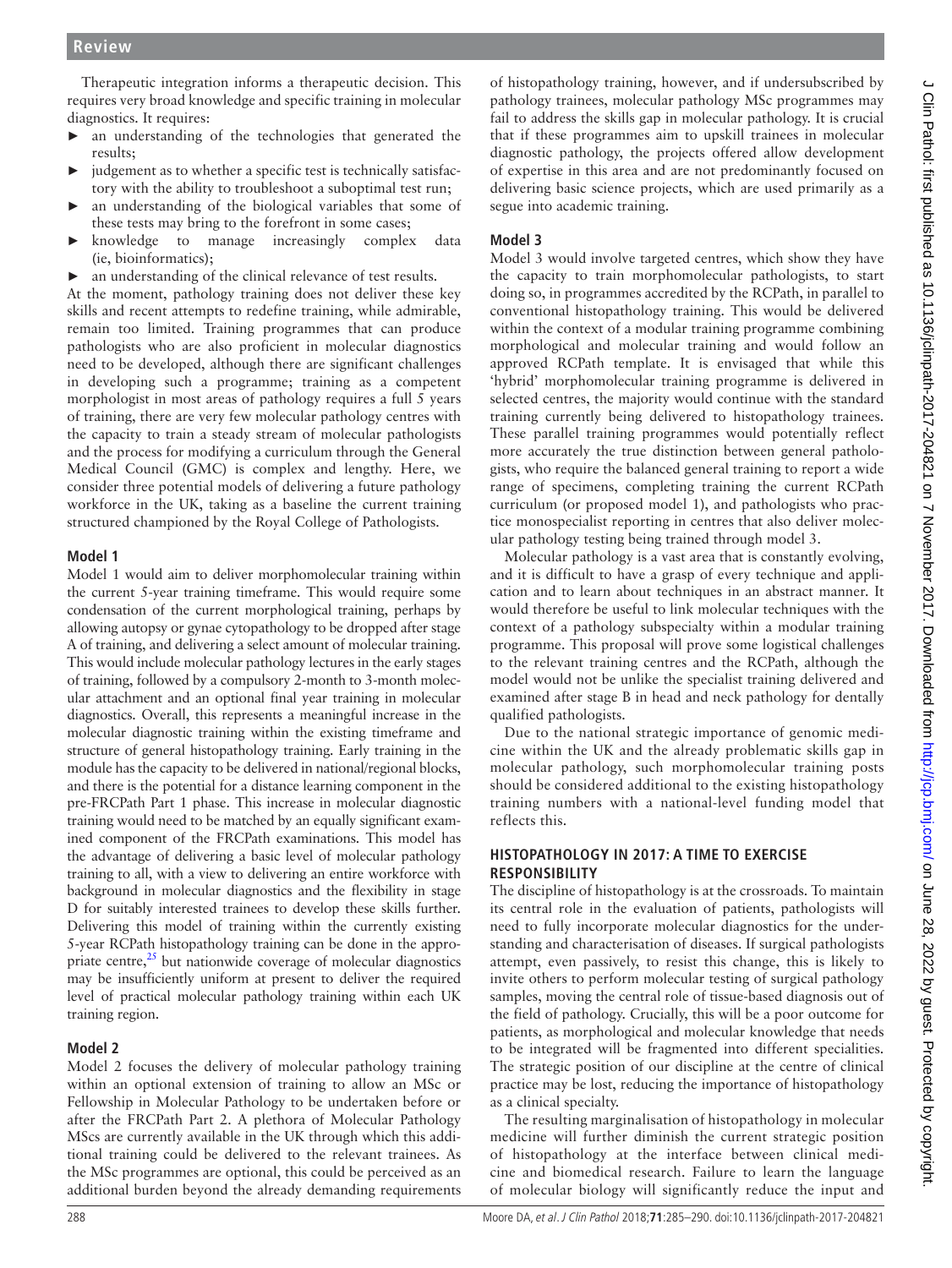Therapeutic integration informs a therapeutic decision. This requires very broad knowledge and specific training in molecular diagnostics. It requires:

- an understanding of the technologies that generated the results;
- judgement as to whether a specific test is technically satisfactory with the ability to troubleshoot a suboptimal test run;
- an understanding of the biological variables that some of these tests may bring to the forefront in some cases;
- knowledge to manage increasingly complex data (ie, bioinformatics);
- an understanding of the clinical relevance of test results.

At the moment, pathology training does not deliver these key skills and recent attempts to redefine training, while admirable, remain too limited. Training programmes that can produce pathologists who are also proficient in molecular diagnostics need to be developed, although there are significant challenges in developing such a programme; training as a competent morphologist in most areas of pathology requires a full 5 years of training, there are very few molecular pathology centres with the capacity to train a steady stream of molecular pathologists and the process for modifying a curriculum through the General Medical Council (GMC) is complex and lengthy. Here, we consider three potential models of delivering a future pathology workforce in the UK, taking as a baseline the current training structured championed by the Royal College of Pathologists.

### Model 1

Model 1 would aim to deliver morphomolecular training within the current 5-year training timeframe. This would require some condensation of the current morphological training, perhaps by allowing autopsy or gynae cytopathology to be dropped after stage A of training, and delivering a select amount of molecular training. This would include molecular pathology lectures in the early stages of training, followed by a compulsory 2-month to 3-month molecular attachment and an optional final year training in molecular diagnostics. Overall, this represents a meaningful increase in the molecular diagnostic training within the existing timeframe and structure of general histopathology training. Early training in the module has the capacity to be delivered in national/regional blocks, and there is the potential for a distance learning component in the pre-FRCPath Part 1 phase. This increase in molecular diagnostic training would need to be matched by an equally significant examined component of the FRCPath examinations. This model has the advantage of delivering a basic level of molecular pathology training to all, with a view to delivering an entire workforce with background in molecular diagnostics and the flexibility in stage D for suitably interested trainees to develop these skills further. Delivering this model of training within the currently existing 5-year RCPath histopathology training can be done in the appropriate centre,[25] but nationwide coverage of molecular diagnostics may be insufficiently uniform at present to deliver the required level of practical molecular pathology training within each UK training region.

### Model 2

Model 2 focuses the delivery of molecular pathology training within an optional extension of training to allow an MSc or Fellowship in Molecular Pathology to be undertaken before or after the FRCPath Part 2. A plethora of Molecular Pathology MScs are currently available in the UK through which this additional training could be delivered to the relevant trainees. As the MSc programmes are optional, this could be perceived as an additional burden beyond the already demanding requirements of histopathology training, however, and if undersubscribed by pathology trainees, molecular pathology MSc programmes may fail to address the skills gap in molecular pathology. It is crucial that if these programmes aim to upskill trainees in molecular diagnostic pathology, the projects offered allow development of expertise in this area and are not predominantly focused on delivering basic science projects, which are used primarily as a segue into academic training.

### Model 3

Model 3 would involve targeted centres, which show they have the capacity to train morphomolecular pathologists, to start doing so, in programmes accredited by the RCPath, in parallel to conventional histopathology training. This would be delivered within the context of a modular training programme combining morphological and molecular training and would follow an approved RCPath template. It is envisaged that while this 'hybrid' morphomolecular training programme is delivered in selected centres, the majority would continue with the standard training currently being delivered to histopathology trainees. These parallel training programmes would potentially reflect more accurately the true distinction between general pathologists, who require the balanced general training to report a wide range of specimens, completing training the current RCPath curriculum (or proposed model 1), and pathologists who practice monospecialist reporting in centres that also deliver molecular pathology testing being trained through model 3.

Molecular pathology is a vast area that is constantly evolving, and it is difficult to have a grasp of every technique and application and to learn about techniques in an abstract manner. It would therefore be useful to link molecular techniques with the context of a pathology subspecialty within a modular training programme. This proposal will prove some logistical challenges to the relevant training centres and the RCPath, although the model would not be unlike the specialist training delivered and examined after stage B in head and neck pathology for dentally qualified pathologists.

Due to the national strategic importance of genomic medicine within the UK and the already problematic skills gap in molecular pathology, such morphomolecular training posts should be considered additional to the existing histopathology training numbers with a national-level funding model that reflects this.

## HISTOPATHOLOGY IN 2017: A TIME TO EXERCISE RESPONSIBILITY

The discipline of histopathology is at the crossroads. To maintain its central role in the evaluation of patients, pathologists will need to fully incorporate molecular diagnostics for the understanding and characterisation of diseases. If surgical pathologists attempt, even passively, to resist this change, this is likely to invite others to perform molecular testing of surgical pathology samples, moving the central role of tissue-based diagnosis out of the field of pathology. Crucially, this will be a poor outcome for patients, as morphological and molecular knowledge that needs to be integrated will be fragmented into different specialities. The strategic position of our discipline at the centre of clinical practice may be lost, reducing the importance of histopathology as a clinical specialty.

The resulting marginalisation of histopathology in molecular medicine will further diminish the current strategic position of histopathology at the interface between clinical medicine and biomedical research. Failure to learn the language of molecular biology will significantly reduce the input and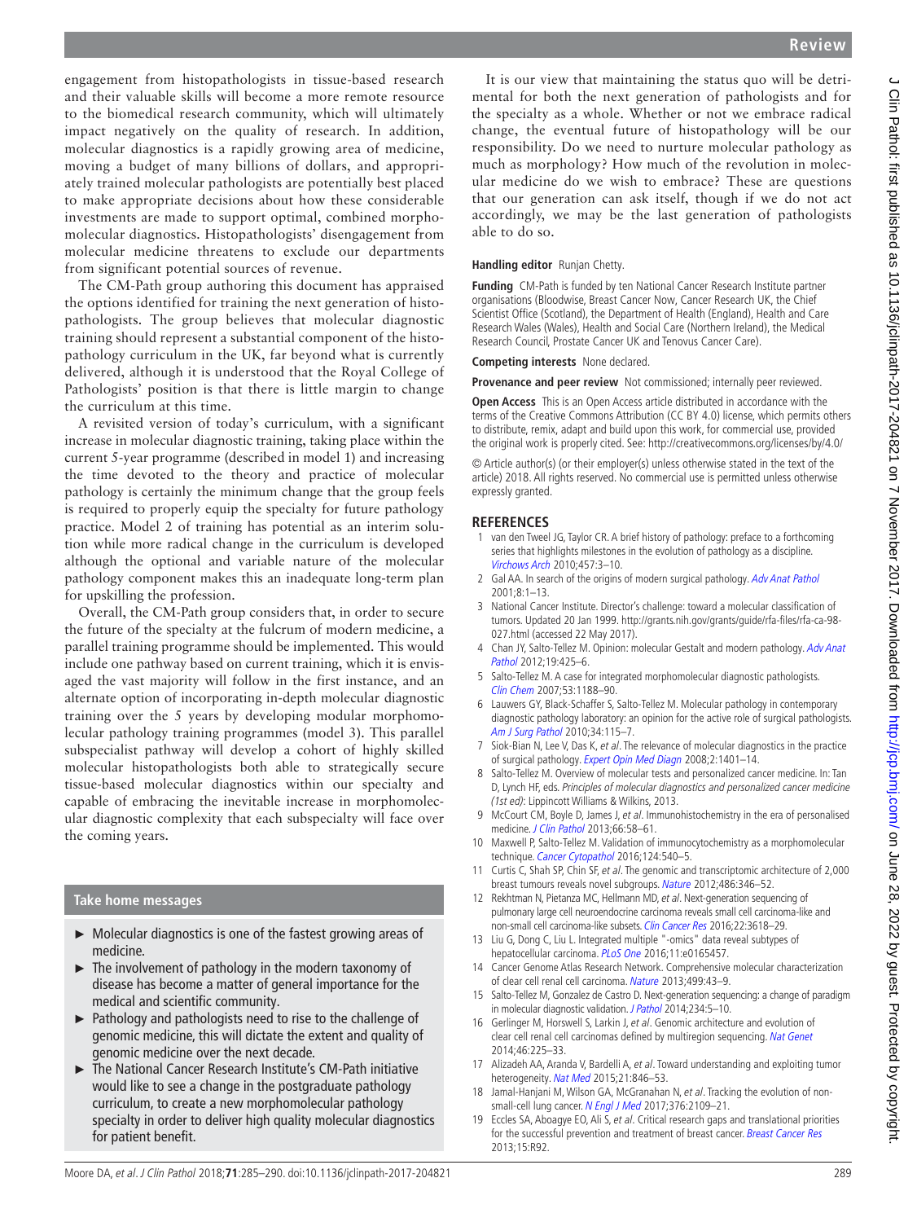engagement from histopathologists in tissue-based research and their valuable skills will become a more remote resource to the biomedical research community, which will ultimately impact negatively on the quality of research. In addition, molecular diagnostics is a rapidly growing area of medicine, moving a budget of many billions of dollars, and appropriately trained molecular pathologists are potentially best placed to make appropriate decisions about how these considerable investments are made to support optimal, combined morphomolecular diagnostics. Histopathologists' disengagement from molecular medicine threatens to exclude our departments from significant potential sources of revenue.

The CM-Path group authoring this document has appraised the options identified for training the next generation of histopathologists. The group believes that molecular diagnostic training should represent a substantial component of the histopathology curriculum in the UK, far beyond what is currently delivered, although it is understood that the Royal College of Pathologists' position is that there is little margin to change the curriculum at this time.

A revisited version of today's curriculum, with a significant increase in molecular diagnostic training, taking place within the current 5-year programme (described in model 1) and increasing the time devoted to the theory and practice of molecular pathology is certainly the minimum change that the group feels is required to properly equip the specialty for future pathology practice. Model 2 of training has potential as an interim solution while more radical change in the curriculum is developed although the optional and variable nature of the molecular pathology component makes this an inadequate long-term plan for upskilling the profession.

Overall, the CM-Path group considers that, in order to secure the future of the specialty at the fulcrum of modern medicine, a parallel training programme should be implemented. This would include one pathway based on current training, which it is envisaged the vast majority will follow in the first instance, and an alternate option of incorporating in-depth molecular diagnostic training over the 5 years by developing modular morphomolecular pathology training programmes (model 3). This parallel subspecialist pathway will develop a cohort of highly skilled molecular histopathologists both able to strategically secure tissue-based molecular diagnostics within our specialty and capable of embracing the inevitable increase in morphomolecular diagnostic complexity that each subspecialty will face over the coming years.

It is our view that maintaining the status quo will be detrimental for both the next generation of pathologists and for the specialty as a whole. Whether or not we embrace radical change, the eventual future of histopathology will be our responsibility. Do we need to nurture molecular pathology as much as morphology? How much of the revolution in molecular medicine do we wish to embrace? These are questions that our generation can ask itself, though if we do not act accordingly, we may be the last generation of pathologists able to do so.

### Take home messages

- Molecular diagnostics is one of the fastest growing areas of medicine.
- The involvement of pathology in the modern taxonomy of disease has become a matter of general importance for the medical and scientific community.
- Pathology and pathologists need to rise to the challenge of genomic medicine, this will dictate the extent and quality of genomic medicine over the next decade.
- The National Cancer Research Institute's CM-Path initiative would like to see a change in the postgraduate pathology curriculum, to create a new morphomolecular pathology specialty in order to deliver high quality molecular diagnostics for patient benefit.

**Handling editor** Runjan Chetty.

**Funding** CM-Path is funded by ten National Cancer Research Institute partner organisations (Bloodwise, Breast Cancer Now, Cancer Research UK, the Chief Scientist Office (Scotland), the Department of Health (England), Health and Care Research Wales (Wales), Health and Social Care (Northern Ireland), the Medical Research Council, Prostate Cancer UK and Tenovus Cancer Care).

**Competing interests** None declared.

**Provenance and peer review** Not commissioned; internally peer reviewed.

**Open Access** This is an Open Access article distributed in accordance with the terms of the Creative Commons Attribution (CC BY 4.0) license, which permits others to distribute, remix, adapt and build upon this work, for commercial use, provided the original work is properly cited. See: http://creativecommons.org/licenses/by/4.0/

© Article author(s) (or their employer(s) unless otherwise stated in the text of the article) 2018. All rights reserved. No commercial use is permitted unless otherwise expressly granted.

## REFERENCES

1. van den Tweel JG, Taylor CR. A brief history of pathology: preface to a forthcoming series that highlights milestones in the evolution of pathology as a discipline. *Virchows Arch* 2010;457:3–10.
2. Gal AA. In search of the origins of modern surgical pathology. *Adv Anat Pathol* 2001;8:1–13.
3. National Cancer Institute. Director's challenge: toward a molecular classification of tumors. Updated 20 Jan 1999. http://grants.nih.gov/grants/guide/rfa-files/rfa-ca-98-027.html (accessed 22 May 2017).
4. Chan JY, Salto-Tellez M. Opinion: molecular Gestalt and modern pathology. *Adv Anat Pathol* 2012;19:425–6.
5. Salto-Tellez M. A case for integrated morphomolecular diagnostic pathologists. *Clin Chem* 2007;53:1188–90.
6. Lauwers GY, Black-Schaffer S, Salto-Tellez M. Molecular pathology in contemporary diagnostic pathology laboratory: an opinion for the active role of surgical pathologists. *Am J Surg Pathol* 2010;34:115–7.
7. Siok-Bian N, Lee V, Das K, *et al*. The relevance of molecular diagnostics in the practice of surgical pathology. *Expert Opin Med Diagn* 2008;2:1401–14.
8. Salto-Tellez M. Overview of molecular tests and personalized cancer medicine. In: Tan D, Lynch HF, eds. *Principles of molecular diagnostics and personalized cancer medicine (1st ed)*: Lippincott Williams & Wilkins, 2013.
9. McCourt CM, Boyle D, James J, *et al*. Immunohistochemistry in the era of personalised medicine. *J Clin Pathol* 2013;66:58–61.
10. Maxwell P, Salto-Tellez M. Validation of immunocytochemistry as a morphomolecular technique. *Cancer Cytopathol* 2016;124:540–5.
11. Curtis C, Shah SP, Chin SF, *et al*. The genomic and transcriptomic architecture of 2,000 breast tumours reveals novel subgroups. *Nature* 2012;486:346–52.
12. Rekhtman N, Pietanza MC, Hellmann MD, *et al*. Next-generation sequencing of pulmonary large cell neuroendocrine carcinoma reveals small cell carcinoma-like and non-small cell carcinoma-like subsets. *Clin Cancer Res* 2016;22:3618–29.
13. Liu G, Dong C, Liu L. Integrated multiple "-omics" data reveal subtypes of hepatocellular carcinoma. *PLoS One* 2016;11:e0165457.
14. Cancer Genome Atlas Research Network. Comprehensive molecular characterization of clear cell renal cell carcinoma. *Nature* 2013;499:43–9.
15. Salto-Tellez M, Gonzalez de Castro D. Next-generation sequencing: a change of paradigm in molecular diagnostic validation. *J Pathol* 2014;234:5–10.
16. Gerlinger M, Horswell S, Larkin J, *et al*. Genomic architecture and evolution of clear cell renal cell carcinomas defined by multiregion sequencing. *Nat Genet* 2014;46:225–33.
17. Alizadeh AA, Aranda V, Bardelli A, *et al*. Toward understanding and exploiting tumor heterogeneity. *Nat Med* 2015;21:846–53.
18. Jamal-Hanjani M, Wilson GA, McGranahan N, *et al*. Tracking the evolution of non-small-cell lung cancer. *N Engl J Med* 2017;376:2109–21.
19. Eccles SA, Aboagye EO, Ali S, *et al*. Critical research gaps and translational priorities for the successful prevention and treatment of breast cancer. *Breast Cancer Res* 2013;15:R92.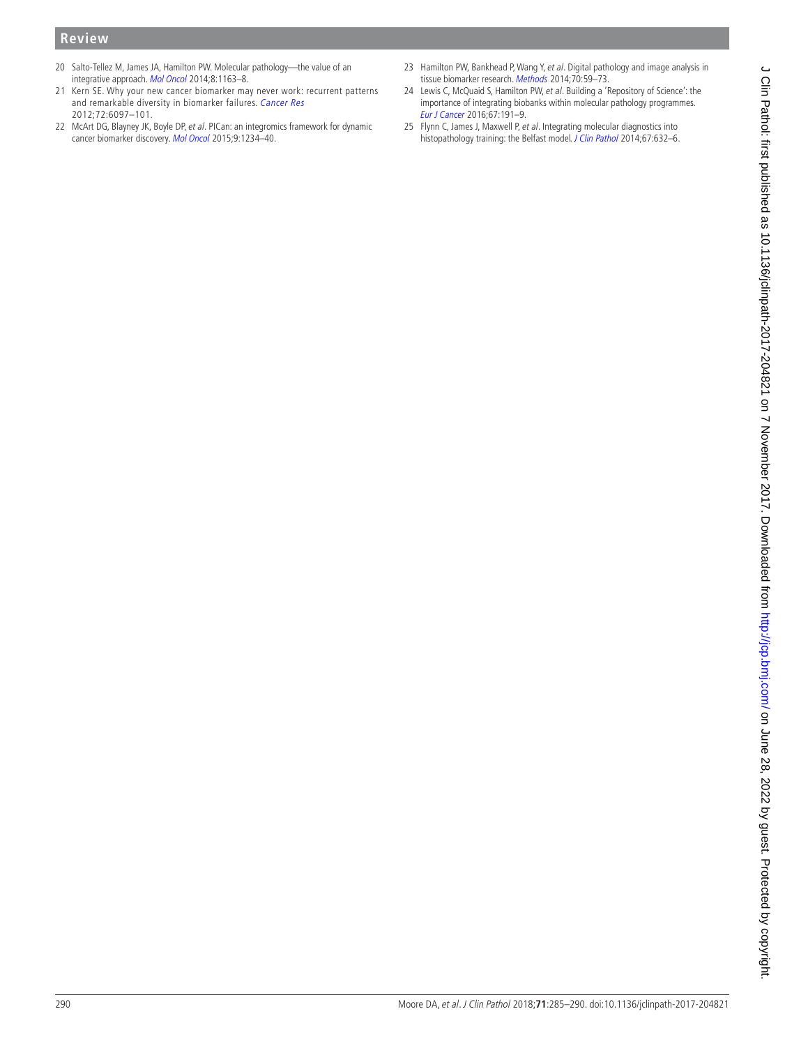20 Salto-Tellez M, James JA, Hamilton PW. Molecular pathology—the value of an integrative approach. *Mol Oncol* 2014;8:1163–8.

21 Kern SE. Why your new cancer biomarker may never work: recurrent patterns and remarkable diversity in biomarker failures. *Cancer Res* 2012;72:6097–101.

22 McArt DG, Blayney JK, Boyle DP, *et al*. PICan: an integromics framework for dynamic cancer biomarker discovery. *Mol Oncol* 2015;9:1234–40.

23 Hamilton PW, Bankhead P, Wang Y, *et al*. Digital pathology and image analysis in tissue biomarker research. *Methods* 2014;70:59–73.

24 Lewis C, McQuaid S, Hamilton PW, *et al*. Building a 'Repository of Science': the importance of integrating biobanks within molecular pathology programmes. *Eur J Cancer* 2016;67:191–9.

25 Flynn C, James J, Maxwell P, *et al*. Integrating molecular diagnostics into histopathology training: the Belfast model. *J Clin Pathol* 2014;67:632–6.